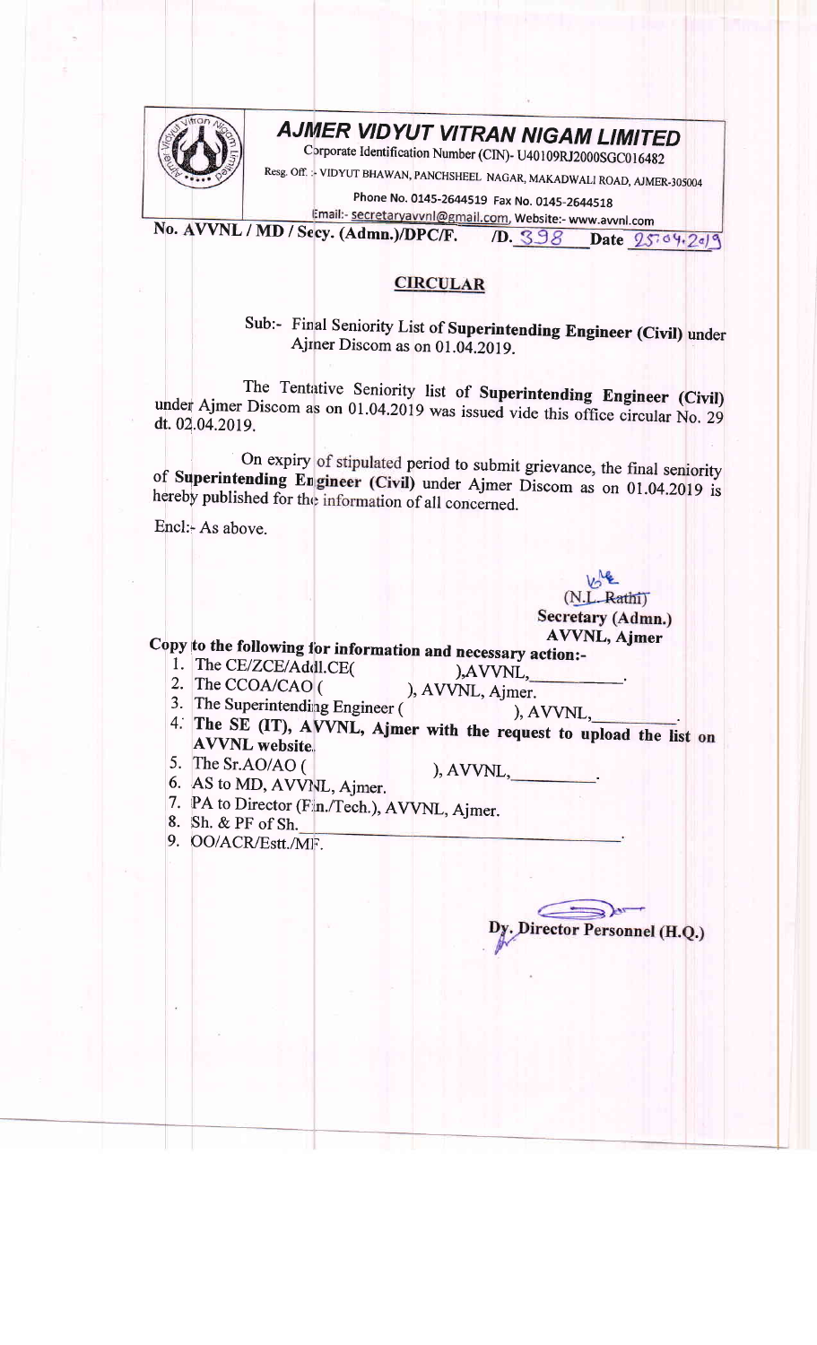# AJMER VIDYUT VITRAN NIGAM LIMITED

Corporate Identification Number (CIN)- U40109RJ2000SGC016482

Resg. Off. :- VIDYUT BHAWAN, PANCHSHEEL NAGAR, MAKADWALI ROAD, AJMER-305004

Phone No. 0145-2644519 Fax No. 0145-2644518

Email:- secretaryavvnl@gmail.com, Website:- www.avvnl.com

**No. AVVNL / MD / Secy. (Admn.)/DPC/F. /D. 398 Date 25.04.2019**

## CIRCULAR

Sub:- Final Seniority List of **Superintending Engineer (Civil)** under Ajmer Discom as on 01.04.2019.

The Tentative Seniority list of **Superintending Engineer (Civil)** under Ajmer Discom as on 01.04.2019 was issued vide this office circular No. 29 dt. 02.04.2019.

On expiry of stipulated period to submit grievance, the final seniority of **Superintending Engineer (Civil)** under Ajmer Discom as on 01.04.2019 is hereby published for the information of all concerned.

Encl:- As above.

(N.L. Rathi)
**Secretary (Admn.)**
**AVVNL, Ajmer**

**Copy to the following for information and necessary action:-**

1. The CE/ZCE/Addl.CE( ),AVVNL,\_\_\_\_\_\_\_\_\_.
2. The CCOA/CAO ( ), AVVNL, Ajmer.
3. The Superintending Engineer ( ), AVVNL,\_\_\_\_\_\_\_\_\_.
4. **The SE (IT), AVVNL, Ajmer with the request to upload the list on AVVNL website.**
5. The Sr.AO/AO ( ), AVVNL,\_\_\_\_\_\_\_\_\_.
6. AS to MD, AVVNL, Ajmer.
7. PA to Director (Fin./Tech.), AVVNL, Ajmer.
8. Sh. & PF of Sh.\_\_\_\_\_\_\_\_\_\_\_\_\_\_\_\_\_\_\_\_.
9. OO/ACR/Estt./MF.

**Dy. Director Personnel (H.Q.)**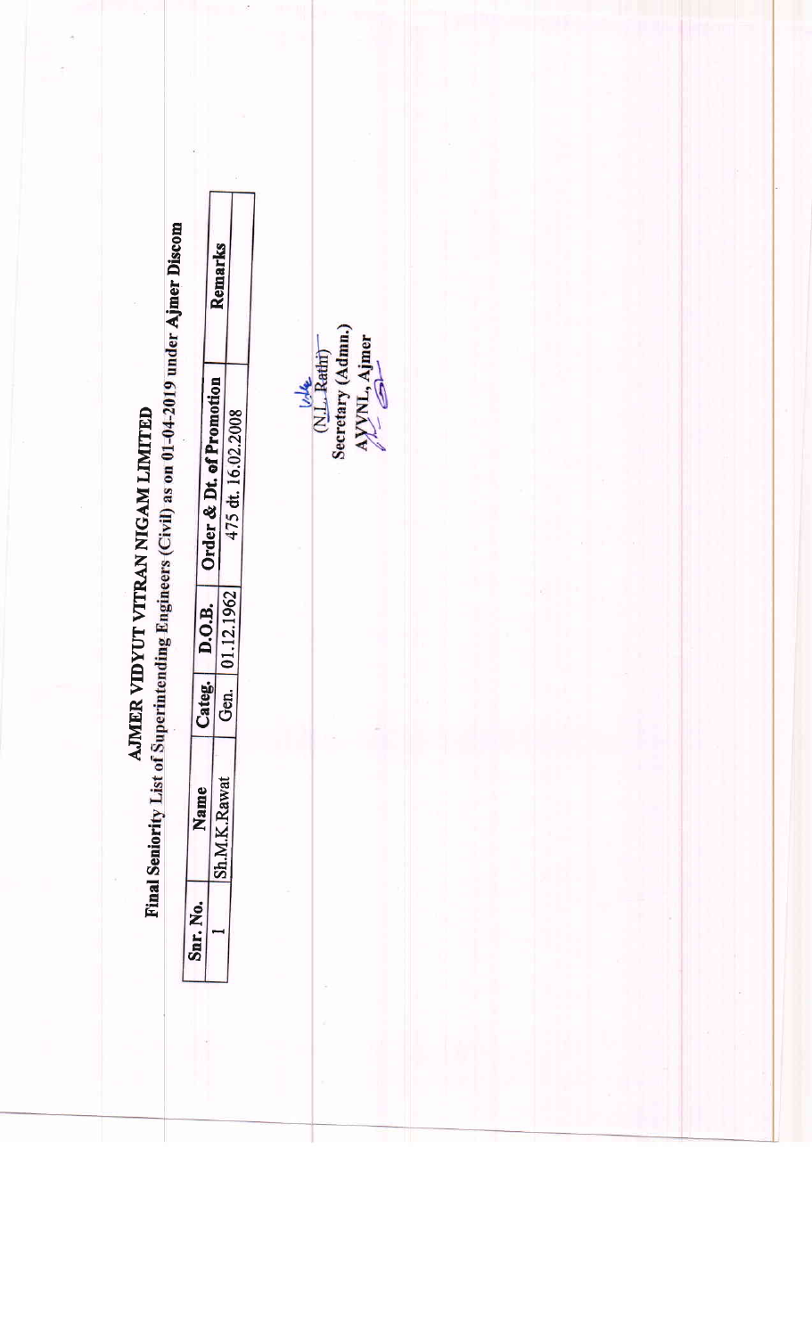# AJMER VIDYUT VITRAN NIGAM LIMITED

## Final Seniority List of Superintending Engineers (Civil) as on 01-04-2019 under Ajmer Discom

| Snr. No. | Name | Categ. | D.O.B. | Order & Dt. of Promotion | Remarks |
|---|---|---|---|---|---|
| 1 | Sh.M.K.Rawat | Gen. | 01.12.1962 | 475 dt. 16.02.2008 | |

(N.L. Rathi)
Secretary (Admn.)
AVVNL, Ajmer